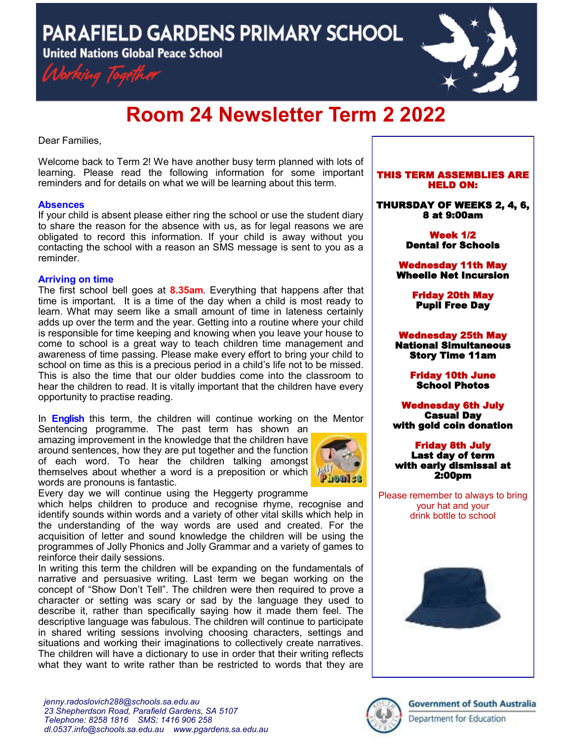# PARAFIELD GARDENS PRIMARY SCHOOL

**United Nations Global Peace School**

*Working Together*

# Room 24 Newsletter Term 2 2022

Dear Families,

Welcome back to Term 2! We have another busy term planned with lots of learning. Please read the following information for some important reminders and for details on what we will be learning about this term.

### Absences

If your child is absent please either ring the school or use the student diary to share the reason for the absence with us, as for legal reasons we are obligated to record this information. If your child is away without you contacting the school with a reason an SMS message is sent to you as a reminder.

### Arriving on time

The first school bell goes at **8.35am**. Everything that happens after that time is important. It is a time of the day when a child is most ready to learn. What may seem like a small amount of time in lateness certainly adds up over the term and the year. Getting into a routine where your child is responsible for time keeping and knowing when you leave your house to come to school is a great way to teach children time management and awareness of time passing. Please make every effort to bring your child to school on time as this is a precious period in a child's life not to be missed. This is also the time that our older buddies come into the classroom to hear the children to read. It is vitally important that the children have every opportunity to practise reading.

In **English** this term, the children will continue working on the Mentor Sentencing programme. The past term has shown an amazing improvement in the knowledge that the children have around sentences, how they are put together and the function of each word. To hear the children talking amongst themselves about whether a word is a preposition or which words are pronouns is fantastic.

Every day we will continue using the Heggerty programme which helps children to produce and recognise rhyme, recognise and identify sounds within words and a variety of other vital skills which help in the understanding of the way words are used and created. For the acquisition of letter and sound knowledge the children will be using the programmes of Jolly Phonics and Jolly Grammar and a variety of games to reinforce their daily sessions.

In writing this term the children will be expanding on the fundamentals of narrative and persuasive writing. Last term we began working on the concept of "Show Don't Tell". The children were then required to prove a character or setting was scary or sad by the language they used to describe it, rather than specifically saying how it made them feel. The descriptive language was fabulous. The children will continue to participate in shared writing sessions involving choosing characters, settings and situations and working their imaginations to collectively create narratives. The children will have a dictionary to use in order that their writing reflects what they want to write rather than be restricted to words that they are

---

**THIS TERM ASSEMBLIES ARE HELD ON:**

**THURSDAY OF WEEKS 2, 4, 6, 8 at 9:00am**

**Week 1/2**
**Dental for Schools**

**Wednesday 11th May**
**Wheelie Net Incursion**

**Friday 20th May**
**Pupil Free Day**

**Wednesday 25th May**
**National Simultaneous Story Time 11am**

**Friday 10th June**
**School Photos**

**Wednesday 6th July**
**Casual Day with gold coin donation**

**Friday 8th July**
**Last day of term with early dismissal at 2:00pm**

Please remember to always to bring your hat and your drink bottle to school

---

*jenny.radoslovich288@schools.sa.edu.au*
*23 Shepherdson Road, Parafield Gardens, SA 5107*
*Telephone: 8258 1816 SMS: 1416 906 258*
*dl.0537.info@schools.sa.edu.au www.pgardens.sa.edu.au*

Government of South Australia
Department for Education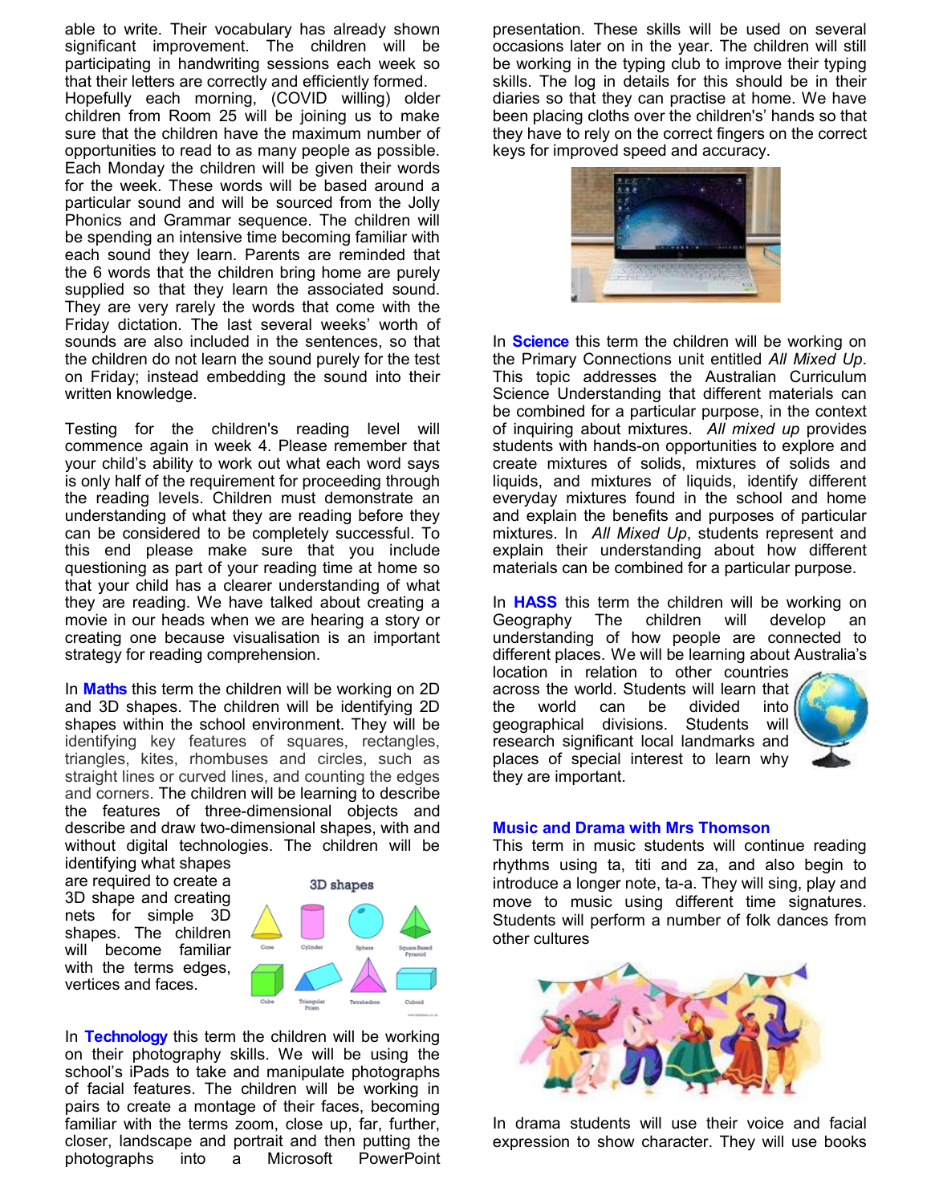able to write. Their vocabulary has already shown significant improvement. The children will be participating in handwriting sessions each week so that their letters are correctly and efficiently formed.

Hopefully each morning, (COVID willing) older children from Room 25 will be joining us to make sure that the children have the maximum number of opportunities to read to as many people as possible. Each Monday the children will be given their words for the week. These words will be based around a particular sound and will be sourced from the Jolly Phonics and Grammar sequence. The children will be spending an intensive time becoming familiar with each sound they learn. Parents are reminded that the 6 words that the children bring home are purely supplied so that they learn the associated sound. They are very rarely the words that come with the Friday dictation. The last several weeks' worth of sounds are also included in the sentences, so that the children do not learn the sound purely for the test on Friday; instead embedding the sound into their written knowledge.

Testing for the children's reading level will commence again in week 4. Please remember that your child's ability to work out what each word says is only half of the requirement for proceeding through the reading levels. Children must demonstrate an understanding of what they are reading before they can be considered to be completely successful. To this end please make sure that you include questioning as part of your reading time at home so that your child has a clearer understanding of what they are reading. We have talked about creating a movie in our heads when we are hearing a story or creating one because visualisation is an important strategy for reading comprehension.

In **Maths** this term the children will be working on 2D and 3D shapes. The children will be identifying 2D shapes within the school environment. They will be identifying key features of squares, rectangles, triangles, kites, rhombuses and circles, such as straight lines or curved lines, and counting the edges and corners. The children will be learning to describe the features of three-dimensional objects and describe and draw two-dimensional shapes, with and without digital technologies. The children will be identifying what shapes are required to create a 3D shape and creating nets for simple 3D shapes. The children will become familiar with the terms edges, vertices and faces.

In **Technology** this term the children will be working on their photography skills. We will be using the school's iPads to take and manipulate photographs of facial features. The children will be working in pairs to create a montage of their faces, becoming familiar with the terms zoom, close up, far, further, closer, landscape and portrait and then putting the photographs into a Microsoft PowerPoint presentation. These skills will be used on several occasions later on in the year. The children will still be working in the typing club to improve their typing skills. The log in details for this should be in their diaries so that they can practise at home. We have been placing cloths over the children's' hands so that they have to rely on the correct fingers on the correct keys for improved speed and accuracy.

In **Science** this term the children will be working on the Primary Connections unit entitled *All Mixed Up*. This topic addresses the Australian Curriculum Science Understanding that different materials can be combined for a particular purpose, in the context of inquiring about mixtures. *All mixed up* provides students with hands-on opportunities to explore and create mixtures of solids, mixtures of solids and liquids, and mixtures of liquids, identify different everyday mixtures found in the school and home and explain the benefits and purposes of particular mixtures. In *All Mixed Up*, students represent and explain their understanding about how different materials can be combined for a particular purpose.

In **HASS** this term the children will be working on Geography The children will develop an understanding of how people are connected to different places. We will be learning about Australia's location in relation to other countries across the world. Students will learn that the world can be divided into geographical divisions. Students will research significant local landmarks and places of special interest to learn why they are important.

**Music and Drama with Mrs Thomson**

This term in music students will continue reading rhythms using ta, titi and za, and also begin to introduce a longer note, ta-a. They will sing, play and move to music using different time signatures. Students will perform a number of folk dances from other cultures

In drama students will use their voice and facial expression to show character. They will use books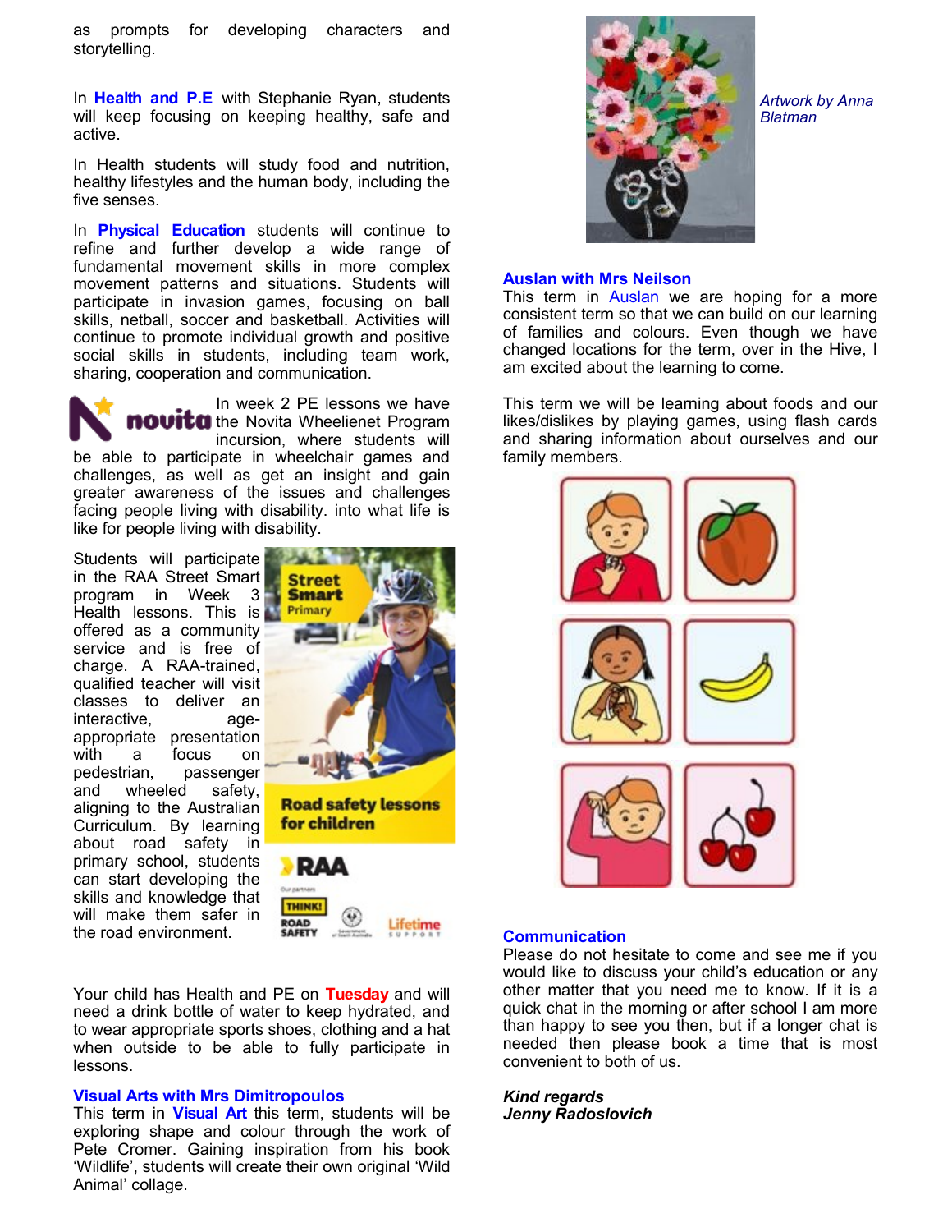as prompts for developing characters and storytelling.

In **Health and P.E** with Stephanie Ryan, students will keep focusing on keeping healthy, safe and active.

In Health students will study food and nutrition, healthy lifestyles and the human body, including the five senses.

In **Physical Education** students will continue to refine and further develop a wide range of fundamental movement skills in more complex movement patterns and situations. Students will participate in invasion games, focusing on ball skills, netball, soccer and basketball. Activities will continue to promote individual growth and positive social skills in students, including team work, sharing, cooperation and communication.

In week 2 PE lessons we have the Novita Wheelienet Program incursion, where students will be able to participate in wheelchair games and challenges, as well as get an insight and gain greater awareness of the issues and challenges facing people living with disability. into what life is like for people living with disability.

Students will participate in the RAA Street Smart program in Week 3 Health lessons. This is offered as a community service and is free of charge. A RAA-trained, qualified teacher will visit classes to deliver an interactive, age-appropriate presentation with a focus on pedestrian, passenger and wheeled safety, aligning to the Australian Curriculum. By learning about road safety in primary school, students can start developing the skills and knowledge that will make them safer in the road environment.

Your child has Health and PE on **Tuesday** and will need a drink bottle of water to keep hydrated, and to wear appropriate sports shoes, clothing and a hat when outside to be able to fully participate in lessons.

## Visual Arts with Mrs Dimitropoulos

This term in **Visual Art** this term, students will be exploring shape and colour through the work of Pete Cromer. Gaining inspiration from his book 'Wildlife', students will create their own original 'Wild Animal' collage.

*Artwork by Anna Blatman*

## Auslan with Mrs Neilson

This term in Auslan we are hoping for a more consistent term so that we can build on our learning of families and colours. Even though we have changed locations for the term, over in the Hive, I am excited about the learning to come.

This term we will be learning about foods and our likes/dislikes by playing games, using flash cards and sharing information about ourselves and our family members.

## Communication

Please do not hesitate to come and see me if you would like to discuss your child's education or any other matter that you need me to know. If it is a quick chat in the morning or after school I am more than happy to see you then, but if a longer chat is needed then please book a time that is most convenient to both of us.

***Kind regards***
***Jenny Radoslovich***